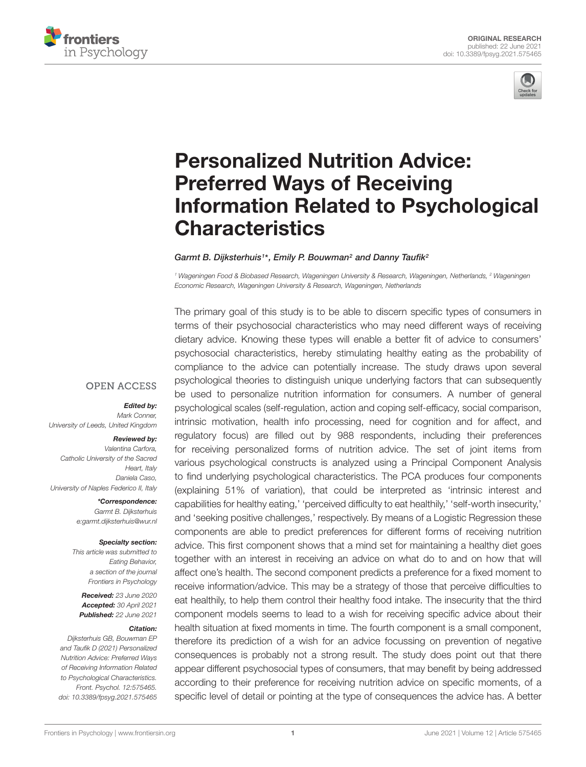ORIGINAL RESEARCH
published: 22 June 2021
doi: 10.3389/fpsyg.2021.575465

# Personalized Nutrition Advice: Preferred Ways of Receiving Information Related to Psychological Characteristics

*Garmt B. Dijksterhuis[1]*, Emily P. Bouwman[2] and Danny Taufik[2]*

[1] Wageningen Food & Biobased Research, Wageningen University & Research, Wageningen, Netherlands, [2] Wageningen Economic Research, Wageningen University & Research, Wageningen, Netherlands

OPEN ACCESS

***Edited by:***
*Mark Conner,*
*University of Leeds, United Kingdom*

***Reviewed by:***
*Valentina Carfora,*
*Catholic University of the Sacred Heart, Italy*
*Daniela Caso,*
*University of Naples Federico II, Italy*

***\*Correspondence:***
*Garmt B. Dijksterhuis*
*e:garmt.dijksterhuis@wur.nl*

***Specialty section:***
*This article was submitted to Eating Behavior, a section of the journal Frontiers in Psychology*

***Received:*** *23 June 2020*
***Accepted:*** *30 April 2021*
***Published:*** *22 June 2021*

***Citation:***
*Dijksterhuis GB, Bouwman EP and Taufik D (2021) Personalized Nutrition Advice: Preferred Ways of Receiving Information Related to Psychological Characteristics. Front. Psychol. 12:575465. doi: 10.3389/fpsyg.2021.575465*

The primary goal of this study is to be able to discern specific types of consumers in terms of their psychosocial characteristics who may need different ways of receiving dietary advice. Knowing these types will enable a better fit of advice to consumers' psychosocial characteristics, hereby stimulating healthy eating as the probability of compliance to the advice can potentially increase. The study draws upon several psychological theories to distinguish unique underlying factors that can subsequently be used to personalize nutrition information for consumers. A number of general psychological scales (self-regulation, action and coping self-efficacy, social comparison, intrinsic motivation, health info processing, need for cognition and for affect, and regulatory focus) are filled out by 988 respondents, including their preferences for receiving personalized forms of nutrition advice. The set of joint items from various psychological constructs is analyzed using a Principal Component Analysis to find underlying psychological characteristics. The PCA produces four components (explaining 51% of variation), that could be interpreted as 'intrinsic interest and capabilities for healthy eating,' 'perceived difficulty to eat healthily,' 'self-worth insecurity,' and 'seeking positive challenges,' respectively. By means of a Logistic Regression these components are able to predict preferences for different forms of receiving nutrition advice. This first component shows that a mind set for maintaining a healthy diet goes together with an interest in receiving an advice on what do to and on how that will affect one's health. The second component predicts a preference for a fixed moment to receive information/advice. This may be a strategy of those that perceive difficulties to eat healthily, to help them control their healthy food intake. The insecurity that the third component models seems to lead to a wish for receiving specific advice about their health situation at fixed moments in time. The fourth component is a small component, therefore its prediction of a wish for an advice focussing on prevention of negative consequences is probably not a strong result. The study does point out that there appear different psychosocial types of consumers, that may benefit by being addressed according to their preference for receiving nutrition advice on specific moments, of a specific level of detail or pointing at the type of consequences the advice has. A better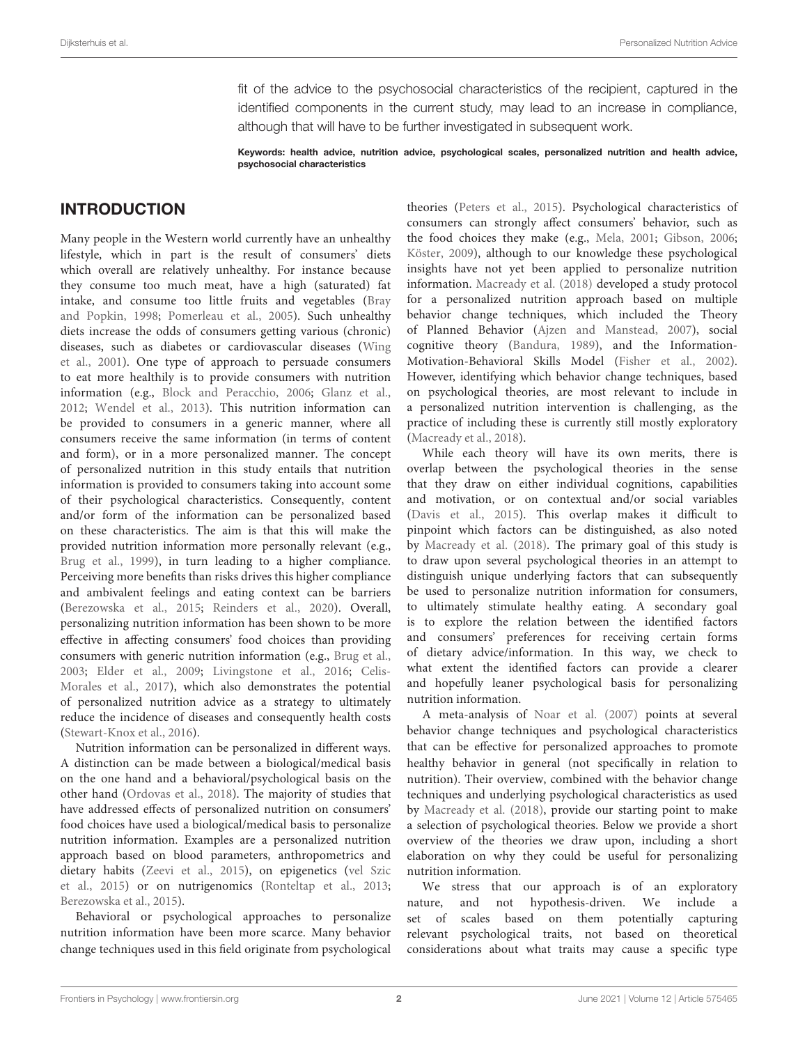fit of the advice to the psychosocial characteristics of the recipient, captured in the identified components in the current study, may lead to an increase in compliance, although that will have to be further investigated in subsequent work.

**Keywords: health advice, nutrition advice, psychological scales, personalized nutrition and health advice, psychosocial characteristics**

## INTRODUCTION

Many people in the Western world currently have an unhealthy lifestyle, which in part is the result of consumers' diets which overall are relatively unhealthy. For instance because they consume too much meat, have a high (saturated) fat intake, and consume too little fruits and vegetables (Bray and Popkin, 1998; Pomerleau et al., 2005). Such unhealthy diets increase the odds of consumers getting various (chronic) diseases, such as diabetes or cardiovascular diseases (Wing et al., 2001). One type of approach to persuade consumers to eat more healthily is to provide consumers with nutrition information (e.g., Block and Peracchio, 2006; Glanz et al., 2012; Wendel et al., 2013). This nutrition information can be provided to consumers in a generic manner, where all consumers receive the same information (in terms of content and form), or in a more personalized manner. The concept of personalized nutrition in this study entails that nutrition information is provided to consumers taking into account some of their psychological characteristics. Consequently, content and/or form of the information can be personalized based on these characteristics. The aim is that this will make the provided nutrition information more personally relevant (e.g., Brug et al., 1999), in turn leading to a higher compliance. Perceiving more benefits than risks drives this higher compliance and ambivalent feelings and eating context can be barriers (Berezowska et al., 2015; Reinders et al., 2020). Overall, personalizing nutrition information has been shown to be more effective in affecting consumers' food choices than providing consumers with generic nutrition information (e.g., Brug et al., 2003; Elder et al., 2009; Livingstone et al., 2016; Celis-Morales et al., 2017), which also demonstrates the potential of personalized nutrition advice as a strategy to ultimately reduce the incidence of diseases and consequently health costs (Stewart-Knox et al., 2016).

Nutrition information can be personalized in different ways. A distinction can be made between a biological/medical basis on the one hand and a behavioral/psychological basis on the other hand (Ordovas et al., 2018). The majority of studies that have addressed effects of personalized nutrition on consumers' food choices have used a biological/medical basis to personalize nutrition information. Examples are a personalized nutrition approach based on blood parameters, anthropometrics and dietary habits (Zeevi et al., 2015), on epigenetics (vel Szic et al., 2015) or on nutrigenomics (Ronteltap et al., 2013; Berezowska et al., 2015).

Behavioral or psychological approaches to personalize nutrition information have been more scarce. Many behavior change techniques used in this field originate from psychological theories (Peters et al., 2015). Psychological characteristics of consumers can strongly affect consumers' behavior, such as the food choices they make (e.g., Mela, 2001; Gibson, 2006; Köster, 2009), although to our knowledge these psychological insights have not yet been applied to personalize nutrition information. Macready et al. (2018) developed a study protocol for a personalized nutrition approach based on multiple behavior change techniques, which included the Theory of Planned Behavior (Ajzen and Manstead, 2007), social cognitive theory (Bandura, 1989), and the Information-Motivation-Behavioral Skills Model (Fisher et al., 2002). However, identifying which behavior change techniques, based on psychological theories, are most relevant to include in a personalized nutrition intervention is challenging, as the practice of including these is currently still mostly exploratory (Macready et al., 2018).

While each theory will have its own merits, there is overlap between the psychological theories in the sense that they draw on either individual cognitions, capabilities and motivation, or on contextual and/or social variables (Davis et al., 2015). This overlap makes it difficult to pinpoint which factors can be distinguished, as also noted by Macready et al. (2018). The primary goal of this study is to draw upon several psychological theories in an attempt to distinguish unique underlying factors that can subsequently be used to personalize nutrition information for consumers, to ultimately stimulate healthy eating. A secondary goal is to explore the relation between the identified factors and consumers' preferences for receiving certain forms of dietary advice/information. In this way, we check to what extent the identified factors can provide a clearer and hopefully leaner psychological basis for personalizing nutrition information.

A meta-analysis of Noar et al. (2007) points at several behavior change techniques and psychological characteristics that can be effective for personalized approaches to promote healthy behavior in general (not specifically in relation to nutrition). Their overview, combined with the behavior change techniques and underlying psychological characteristics as used by Macready et al. (2018), provide our starting point to make a selection of psychological theories. Below we provide a short overview of the theories we draw upon, including a short elaboration on why they could be useful for personalizing nutrition information.

We stress that our approach is of an exploratory nature, and not hypothesis-driven. We include a set of scales based on them potentially capturing relevant psychological traits, not based on theoretical considerations about what traits may cause a specific type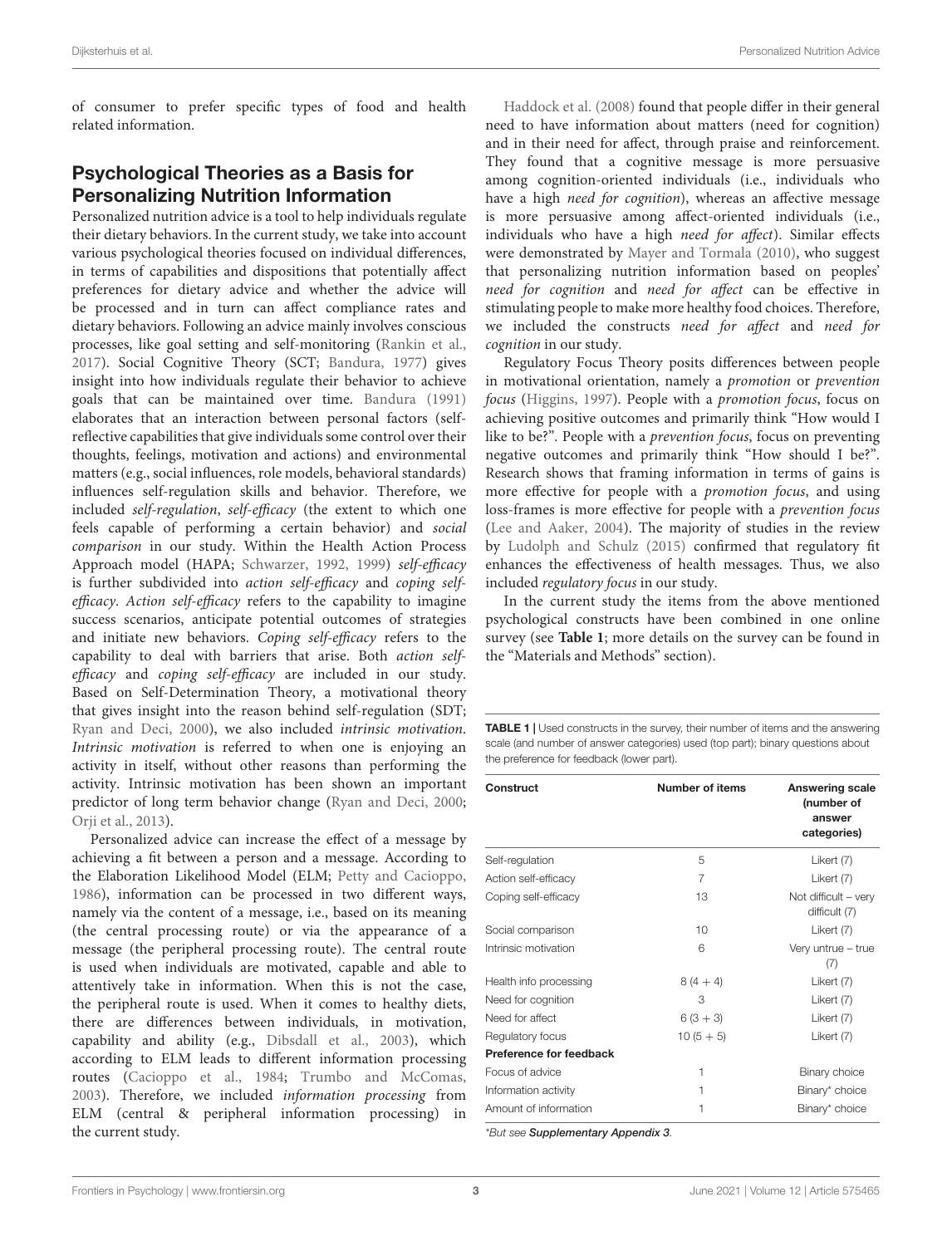of consumer to prefer specific types of food and health related information.

## Psychological Theories as a Basis for Personalizing Nutrition Information

Personalized nutrition advice is a tool to help individuals regulate their dietary behaviors. In the current study, we take into account various psychological theories focused on individual differences, in terms of capabilities and dispositions that potentially affect preferences for dietary advice and whether the advice will be processed and in turn can affect compliance rates and dietary behaviors. Following an advice mainly involves conscious processes, like goal setting and self-monitoring (Rankin et al., 2017). Social Cognitive Theory (SCT; Bandura, 1977) gives insight into how individuals regulate their behavior to achieve goals that can be maintained over time. Bandura (1991) elaborates that an interaction between personal factors (self-reflective capabilities that give individuals some control over their thoughts, feelings, motivation and actions) and environmental matters (e.g., social influences, role models, behavioral standards) influences self-regulation skills and behavior. Therefore, we included *self-regulation*, *self-efficacy* (the extent to which one feels capable of performing a certain behavior) and *social comparison* in our study. Within the Health Action Process Approach model (HAPA; Schwarzer, 1992, 1999) *self-efficacy* is further subdivided into *action self-efficacy* and *coping self-efficacy*. *Action self-efficacy* refers to the capability to imagine success scenarios, anticipate potential outcomes of strategies and initiate new behaviors. *Coping self-efficacy* refers to the capability to deal with barriers that arise. Both *action self-efficacy* and *coping self-efficacy* are included in our study. Based on Self-Determination Theory, a motivational theory that gives insight into the reason behind self-regulation (SDT; Ryan and Deci, 2000), we also included *intrinsic motivation*. *Intrinsic motivation* is referred to when one is enjoying an activity in itself, without other reasons than performing the activity. Intrinsic motivation has been shown an important predictor of long term behavior change (Ryan and Deci, 2000; Orji et al., 2013).

Personalized advice can increase the effect of a message by achieving a fit between a person and a message. According to the Elaboration Likelihood Model (ELM; Petty and Cacioppo, 1986), information can be processed in two different ways, namely via the content of a message, i.e., based on its meaning (the central processing route) or via the appearance of a message (the peripheral processing route). The central route is used when individuals are motivated, capable and able to attentively take in information. When this is not the case, the peripheral route is used. When it comes to healthy diets, there are differences between individuals, in motivation, capability and ability (e.g., Dibsdall et al., 2003), which according to ELM leads to different information processing routes (Cacioppo et al., 1984; Trumbo and McComas, 2003). Therefore, we included *information processing* from ELM (central & peripheral information processing) in the current study.

Haddock et al. (2008) found that people differ in their general need to have information about matters (need for cognition) and in their need for affect, through praise and reinforcement. They found that a cognitive message is more persuasive among cognition-oriented individuals (i.e., individuals who have a high *need for cognition*), whereas an affective message is more persuasive among affect-oriented individuals (i.e., individuals who have a high *need for affect*). Similar effects were demonstrated by Mayer and Tormala (2010), who suggest that personalizing nutrition information based on peoples' *need for cognition* and *need for affect* can be effective in stimulating people to make more healthy food choices. Therefore, we included the constructs *need for affect* and *need for cognition* in our study.

Regulatory Focus Theory posits differences between people in motivational orientation, namely a *promotion* or *prevention focus* (Higgins, 1997). People with a *promotion focus*, focus on achieving positive outcomes and primarily think "How would I like to be?". People with a *prevention focus*, focus on preventing negative outcomes and primarily think "How should I be?". Research shows that framing information in terms of gains is more effective for people with a *promotion focus*, and using loss-frames is more effective for people with a *prevention focus* (Lee and Aaker, 2004). The majority of studies in the review by Ludolph and Schulz (2015) confirmed that regulatory fit enhances the effectiveness of health messages. Thus, we also included *regulatory focus* in our study.

In the current study the items from the above mentioned psychological constructs have been combined in one online survey (see **Table 1**; more details on the survey can be found in the "Materials and Methods" section).

**TABLE 1** | Used constructs in the survey, their number of items and the answering scale (and number of answer categories) used (top part); binary questions about the preference for feedback (lower part).

| Construct | Number of items | Answering scale (number of answer categories) |
|---|---|---|
| Self-regulation | 5 | Likert (7) |
| Action self-efficacy | 7 | Likert (7) |
| Coping self-efficacy | 13 | Not difficult – very difficult (7) |
| Social comparison | 10 | Likert (7) |
| Intrinsic motivation | 6 | Very untrue – true (7) |
| Health info processing | 8 (4 + 4) | Likert (7) |
| Need for cognition | 3 | Likert (7) |
| Need for affect | 6 (3 + 3) | Likert (7) |
| Regulatory focus | 10 (5 + 5) | Likert (7) |
| **Preference for feedback** | | |
| Focus of advice | 1 | Binary choice |
| Information activity | 1 | Binary* choice |
| Amount of information | 1 | Binary* choice |

*But see **Supplementary Appendix 3**.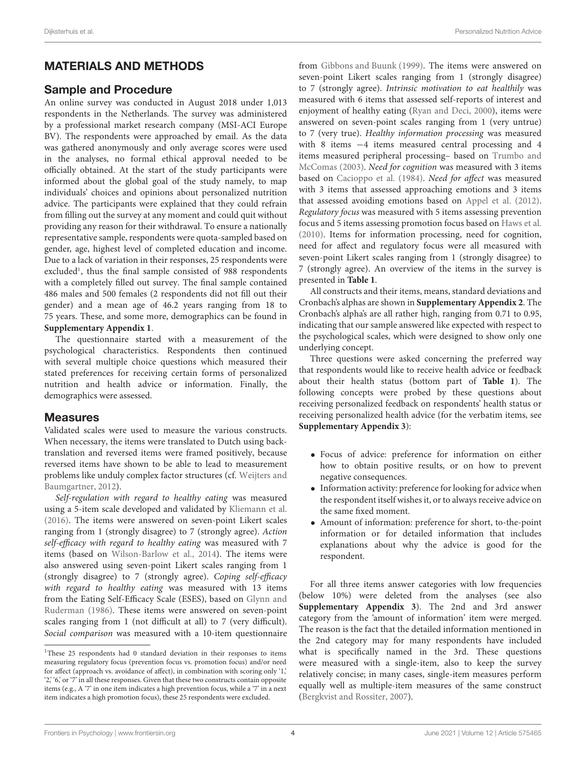## MATERIALS AND METHODS

### Sample and Procedure

An online survey was conducted in August 2018 under 1,013 respondents in the Netherlands. The survey was administered by a professional market research company (MSI-ACI Europe BV). The respondents were approached by email. As the data was gathered anonymously and only average scores were used in the analyses, no formal ethical approval needed to be officially obtained. At the start of the study participants were informed about the global goal of the study namely, to map individuals' choices and opinions about personalized nutrition advice. The participants were explained that they could refrain from filling out the survey at any moment and could quit without providing any reason for their withdrawal. To ensure a nationally representative sample, respondents were quota-sampled based on gender, age, highest level of completed education and income. Due to a lack of variation in their responses, 25 respondents were excluded[1], thus the final sample consisted of 988 respondents with a completely filled out survey. The final sample contained 486 males and 500 females (2 respondents did not fill out their gender) and a mean age of 46.2 years ranging from 18 to 75 years. These, and some more, demographics can be found in **Supplementary Appendix 1**.

The questionnaire started with a measurement of the psychological characteristics. Respondents then continued with several multiple choice questions which measured their stated preferences for receiving certain forms of personalized nutrition and health advice or information. Finally, the demographics were assessed.

### Measures

Validated scales were used to measure the various constructs. When necessary, the items were translated to Dutch using back-translation and reversed items were framed positively, because reversed items have shown to be able to lead to measurement problems like unduly complex factor structures (cf. Weijters and Baumgartner, 2012).

*Self-regulation with regard to healthy eating* was measured using a 5-item scale developed and validated by Kliemann et al. (2016). The items were answered on seven-point Likert scales ranging from 1 (strongly disagree) to 7 (strongly agree). *Action self-efficacy with regard to healthy eating* was measured with 7 items (based on Wilson-Barlow et al., 2014). The items were also answered using seven-point Likert scales ranging from 1 (strongly disagree) to 7 (strongly agree). *Coping self-efficacy with regard to healthy eating* was measured with 13 items from the Eating Self-Efficacy Scale (ESES), based on Glynn and Ruderman (1986). These items were answered on seven-point scales ranging from 1 (not difficult at all) to 7 (very difficult). *Social comparison* was measured with a 10-item questionnaire from Gibbons and Buunk (1999). The items were answered on seven-point Likert scales ranging from 1 (strongly disagree) to 7 (strongly agree). *Intrinsic motivation to eat healthily* was measured with 6 items that assessed self-reports of interest and enjoyment of healthy eating (Ryan and Deci, 2000), items were answered on seven-point scales ranging from 1 (very untrue) to 7 (very true). *Healthy information processing* was measured with 8 items −4 items measured central processing and 4 items measured peripheral processing– based on Trumbo and McComas (2003). *Need for cognition* was measured with 3 items based on Cacioppo et al. (1984). *Need for affect* was measured with 3 items that assessed approaching emotions and 3 items that assessed avoiding emotions based on Appel et al. (2012). *Regulatory focus* was measured with 5 items assessing prevention focus and 5 items assessing promotion focus based on Haws et al. (2010). Items for information processing, need for cognition, need for affect and regulatory focus were all measured with seven-point Likert scales ranging from 1 (strongly disagree) to 7 (strongly agree). An overview of the items in the survey is presented in **Table 1**.

All constructs and their items, means, standard deviations and Cronbach's alphas are shown in **Supplementary Appendix 2**. The Cronbach's alpha's are all rather high, ranging from 0.71 to 0.95, indicating that our sample answered like expected with respect to the psychological scales, which were designed to show only one underlying concept.

Three questions were asked concerning the preferred way that respondents would like to receive health advice or feedback about their health status (bottom part of **Table 1**). The following concepts were probed by these questions about receiving personalized feedback on respondents' health status or receiving personalized health advice (for the verbatim items, see **Supplementary Appendix 3**):

- Focus of advice: preference for information on either how to obtain positive results, or on how to prevent negative consequences.
- Information activity: preference for looking for advice when the respondent itself wishes it, or to always receive advice on the same fixed moment.
- Amount of information: preference for short, to-the-point information or for detailed information that includes explanations about why the advice is good for the respondent.

For all three items answer categories with low frequencies (below 10%) were deleted from the analyses (see also **Supplementary Appendix 3**). The 2nd and 3rd answer category from the 'amount of information' item were merged. The reason is the fact that the detailed information mentioned in the 2nd category may for many respondents have included what is specifically named in the 3rd. These questions were measured with a single-item, also to keep the survey relatively concise; in many cases, single-item measures perform equally well as multiple-item measures of the same construct (Bergkvist and Rossiter, 2007).

[1]These 25 respondents had 0 standard deviation in their responses to items measuring regulatory focus (prevention focus vs. promotion focus) and/or need for affect (approach vs. avoidance of affect), in combination with scoring only '1,' '2,' '6,' or '7' in all these responses. Given that these two constructs contain opposite items (e.g., A '7' in one item indicates a high prevention focus, while a '7' in a next item indicates a high promotion focus), these 25 respondents were excluded.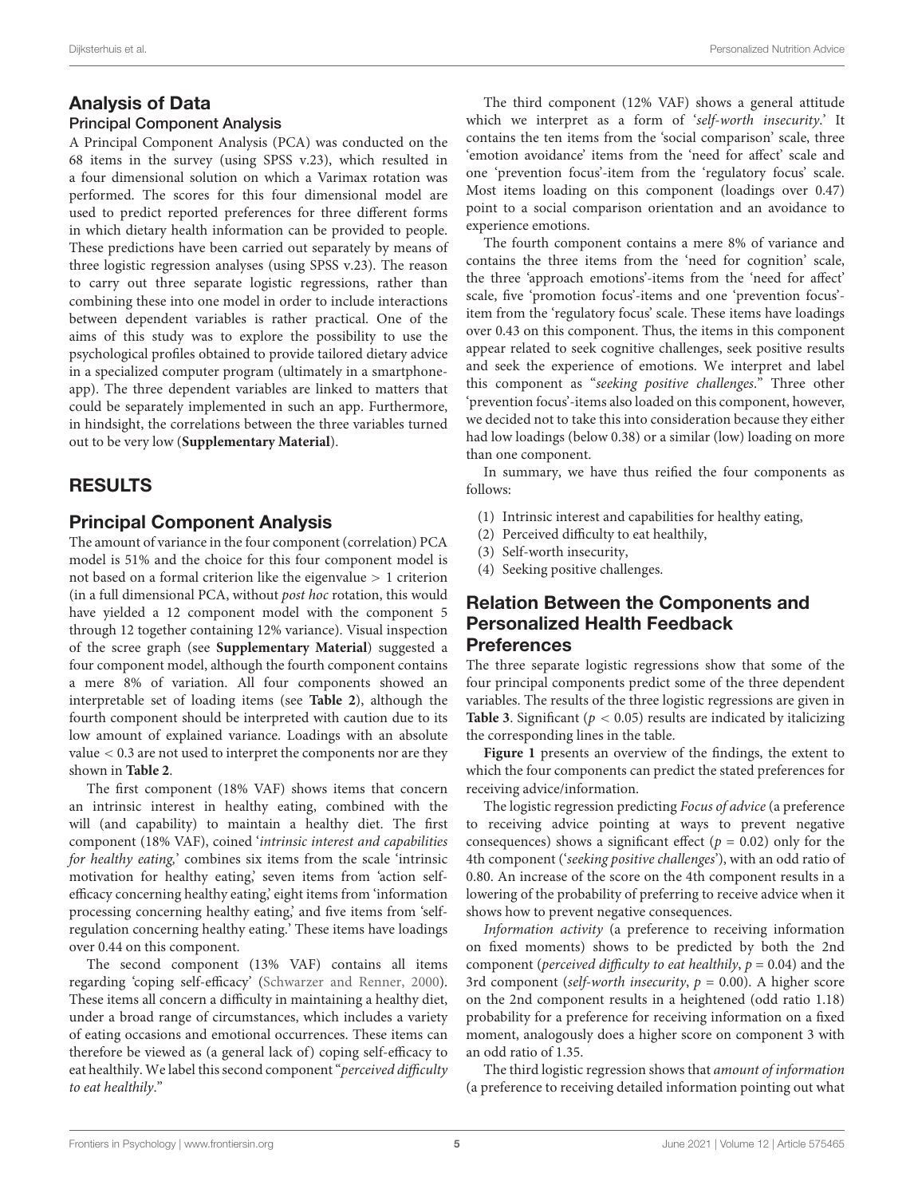## Analysis of Data

### Principal Component Analysis

A Principal Component Analysis (PCA) was conducted on the 68 items in the survey (using SPSS v.23), which resulted in a four dimensional solution on which a Varimax rotation was performed. The scores for this four dimensional model are used to predict reported preferences for three different forms in which dietary health information can be provided to people. These predictions have been carried out separately by means of three logistic regression analyses (using SPSS v.23). The reason to carry out three separate logistic regressions, rather than combining these into one model in order to include interactions between dependent variables is rather practical. One of the aims of this study was to explore the possibility to use the psychological profiles obtained to provide tailored dietary advice in a specialized computer program (ultimately in a smartphone-app). The three dependent variables are linked to matters that could be separately implemented in such an app. Furthermore, in hindsight, the correlations between the three variables turned out to be very low (**Supplementary Material**).

# RESULTS

## Principal Component Analysis

The amount of variance in the four component (correlation) PCA model is 51% and the choice for this four component model is not based on a formal criterion like the eigenvalue > 1 criterion (in a full dimensional PCA, without *post hoc* rotation, this would have yielded a 12 component model with the component 5 through 12 together containing 12% variance). Visual inspection of the scree graph (see **Supplementary Material**) suggested a four component model, although the fourth component contains a mere 8% of variation. All four components showed an interpretable set of loading items (see **Table 2**), although the fourth component should be interpreted with caution due to its low amount of explained variance. Loadings with an absolute value < 0.3 are not used to interpret the components nor are they shown in **Table 2**.

The first component (18% VAF) shows items that concern an intrinsic interest in healthy eating, combined with the will (and capability) to maintain a healthy diet. The first component (18% VAF), coined '*intrinsic interest and capabilities for healthy eating,*' combines six items from the scale 'intrinsic motivation for healthy eating,' seven items from 'action self-efficacy concerning healthy eating,' eight items from 'information processing concerning healthy eating,' and five items from 'self-regulation concerning healthy eating.' These items have loadings over 0.44 on this component.

The second component (13% VAF) contains all items regarding 'coping self-efficacy' (Schwarzer and Renner, 2000). These items all concern a difficulty in maintaining a healthy diet, under a broad range of circumstances, which includes a variety of eating occasions and emotional occurrences. These items can therefore be viewed as (a general lack of) coping self-efficacy to eat healthily. We label this second component "*perceived difficulty to eat healthily*."

The third component (12% VAF) shows a general attitude which we interpret as a form of '*self-worth insecurity*.' It contains the ten items from the 'social comparison' scale, three 'emotion avoidance' items from the 'need for affect' scale and one 'prevention focus'-item from the 'regulatory focus' scale. Most items loading on this component (loadings over 0.47) point to a social comparison orientation and an avoidance to experience emotions.

The fourth component contains a mere 8% of variance and contains the three items from the 'need for cognition' scale, the three 'approach emotions'-items from the 'need for affect' scale, five 'promotion focus'-items and one 'prevention focus'-item from the 'regulatory focus' scale. These items have loadings over 0.43 on this component. Thus, the items in this component appear related to seek cognitive challenges, seek positive results and seek the experience of emotions. We interpret and label this component as "*seeking positive challenges*." Three other 'prevention focus'-items also loaded on this component, however, we decided not to take this into consideration because they either had low loadings (below 0.38) or a similar (low) loading on more than one component.

In summary, we have thus reified the four components as follows:

(1) Intrinsic interest and capabilities for healthy eating,
(2) Perceived difficulty to eat healthily,
(3) Self-worth insecurity,
(4) Seeking positive challenges.

## Relation Between the Components and Personalized Health Feedback Preferences

The three separate logistic regressions show that some of the four principal components predict some of the three dependent variables. The results of the three logistic regressions are given in **Table 3**. Significant ($p < 0.05$) results are indicated by italicizing the corresponding lines in the table.

**Figure 1** presents an overview of the findings, the extent to which the four components can predict the stated preferences for receiving advice/information.

The logistic regression predicting *Focus of advice* (a preference to receiving advice pointing at ways to prevent negative consequences) shows a significant effect ($p = 0.02$) only for the 4th component ('*seeking positive challenges*'), with an odd ratio of 0.80. An increase of the score on the 4th component results in a lowering of the probability of preferring to receive advice when it shows how to prevent negative consequences.

*Information activity* (a preference to receiving information on fixed moments) shows to be predicted by both the 2nd component (*perceived difficulty to eat healthily*, $p = 0.04$) and the 3rd component (*self-worth insecurity*, $p = 0.00$). A higher score on the 2nd component results in a heightened (odd ratio 1.18) probability for a preference for receiving information on a fixed moment, analogously does a higher score on component 3 with an odd ratio of 1.35.

The third logistic regression shows that *amount of information* (a preference to receiving detailed information pointing out what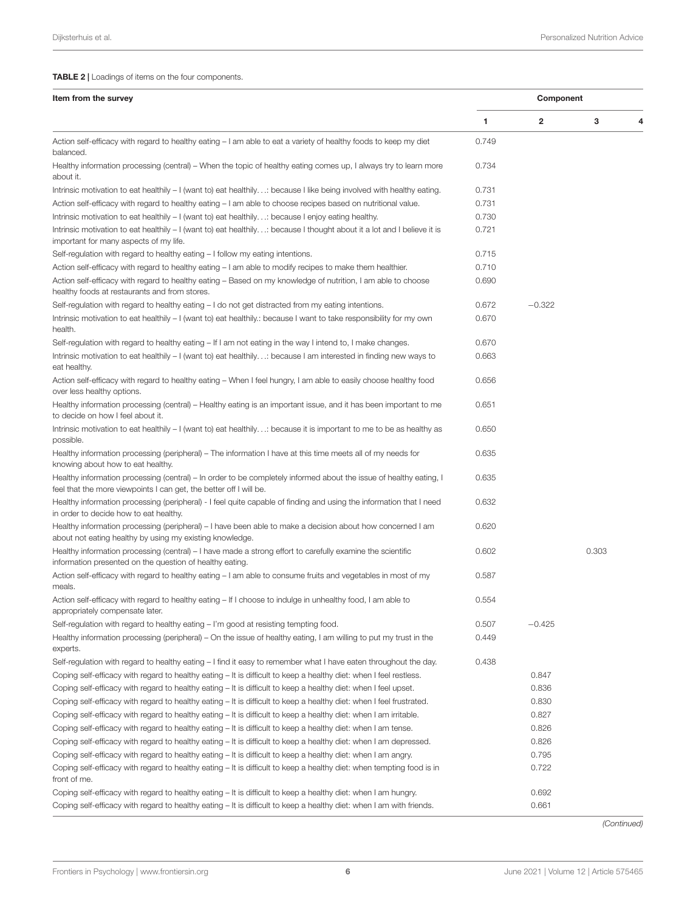**TABLE 2 |** Loadings of items on the four components.

| Item from the survey | Component | | | |
|---|---|---|---|---|
| | 1 | 2 | 3 | 4 |
| Action self-efficacy with regard to healthy eating – I am able to eat a variety of healthy foods to keep my diet balanced. | 0.749 | | | |
| Healthy information processing (central) – When the topic of healthy eating comes up, I always try to learn more about it. | 0.734 | | | |
| Intrinsic motivation to eat healthily – I (want to) eat healthily…: because I like being involved with healthy eating. | 0.731 | | | |
| Action self-efficacy with regard to healthy eating – I am able to choose recipes based on nutritional value. | 0.731 | | | |
| Intrinsic motivation to eat healthily – I (want to) eat healthily…: because I enjoy eating healthy. | 0.730 | | | |
| Intrinsic motivation to eat healthily – I (want to) eat healthily…: because I thought about it a lot and I believe it is important for many aspects of my life. | 0.721 | | | |
| Self-regulation with regard to healthy eating – I follow my eating intentions. | 0.715 | | | |
| Action self-efficacy with regard to healthy eating – I am able to modify recipes to make them healthier. | 0.710 | | | |
| Action self-efficacy with regard to healthy eating – Based on my knowledge of nutrition, I am able to choose healthy foods at restaurants and from stores. | 0.690 | | | |
| Self-regulation with regard to healthy eating – I do not get distracted from my eating intentions. | 0.672 | −0.322 | | |
| Intrinsic motivation to eat healthily – I (want to) eat healthily.: because I want to take responsibility for my own health. | 0.670 | | | |
| Self-regulation with regard to healthy eating – If I am not eating in the way I intend to, I make changes. | 0.670 | | | |
| Intrinsic motivation to eat healthily – I (want to) eat healthily…: because I am interested in finding new ways to eat healthy. | 0.663 | | | |
| Action self-efficacy with regard to healthy eating – When I feel hungry, I am able to easily choose healthy food over less healthy options. | 0.656 | | | |
| Healthy information processing (central) – Healthy eating is an important issue, and it has been important to me to decide on how I feel about it. | 0.651 | | | |
| Intrinsic motivation to eat healthily – I (want to) eat healthily…: because it is important to me to be as healthy as possible. | 0.650 | | | |
| Healthy information processing (peripheral) – The information I have at this time meets all of my needs for knowing about how to eat healthy. | 0.635 | | | |
| Healthy information processing (central) – In order to be completely informed about the issue of healthy eating, I feel that the more viewpoints I can get, the better off I will be. | 0.635 | | | |
| Healthy information processing (peripheral) - I feel quite capable of finding and using the information that I need in order to decide how to eat healthy. | 0.632 | | | |
| Healthy information processing (peripheral) – I have been able to make a decision about how concerned I am about not eating healthy by using my existing knowledge. | 0.620 | | | |
| Healthy information processing (central) – I have made a strong effort to carefully examine the scientific information presented on the question of healthy eating. | 0.602 | | 0.303 | |
| Action self-efficacy with regard to healthy eating – I am able to consume fruits and vegetables in most of my meals. | 0.587 | | | |
| Action self-efficacy with regard to healthy eating – If I choose to indulge in unhealthy food, I am able to appropriately compensate later. | 0.554 | | | |
| Self-regulation with regard to healthy eating – I'm good at resisting tempting food. | 0.507 | −0.425 | | |
| Healthy information processing (peripheral) – On the issue of healthy eating, I am willing to put my trust in the experts. | 0.449 | | | |
| Self-regulation with regard to healthy eating – I find it easy to remember what I have eaten throughout the day. | 0.438 | | | |
| Coping self-efficacy with regard to healthy eating – It is difficult to keep a healthy diet: when I feel restless. | | 0.847 | | |
| Coping self-efficacy with regard to healthy eating – It is difficult to keep a healthy diet: when I feel upset. | | 0.836 | | |
| Coping self-efficacy with regard to healthy eating – It is difficult to keep a healthy diet: when I feel frustrated. | | 0.830 | | |
| Coping self-efficacy with regard to healthy eating – It is difficult to keep a healthy diet: when I am irritable. | | 0.827 | | |
| Coping self-efficacy with regard to healthy eating – It is difficult to keep a healthy diet: when I am tense. | | 0.826 | | |
| Coping self-efficacy with regard to healthy eating – It is difficult to keep a healthy diet: when I am depressed. | | 0.826 | | |
| Coping self-efficacy with regard to healthy eating – It is difficult to keep a healthy diet: when I am angry. | | 0.795 | | |
| Coping self-efficacy with regard to healthy eating – It is difficult to keep a healthy diet: when tempting food is in front of me. | | 0.722 | | |
| Coping self-efficacy with regard to healthy eating – It is difficult to keep a healthy diet: when I am hungry. | | 0.692 | | |
| Coping self-efficacy with regard to healthy eating – It is difficult to keep a healthy diet: when I am with friends. | | 0.661 | | |

*(Continued)*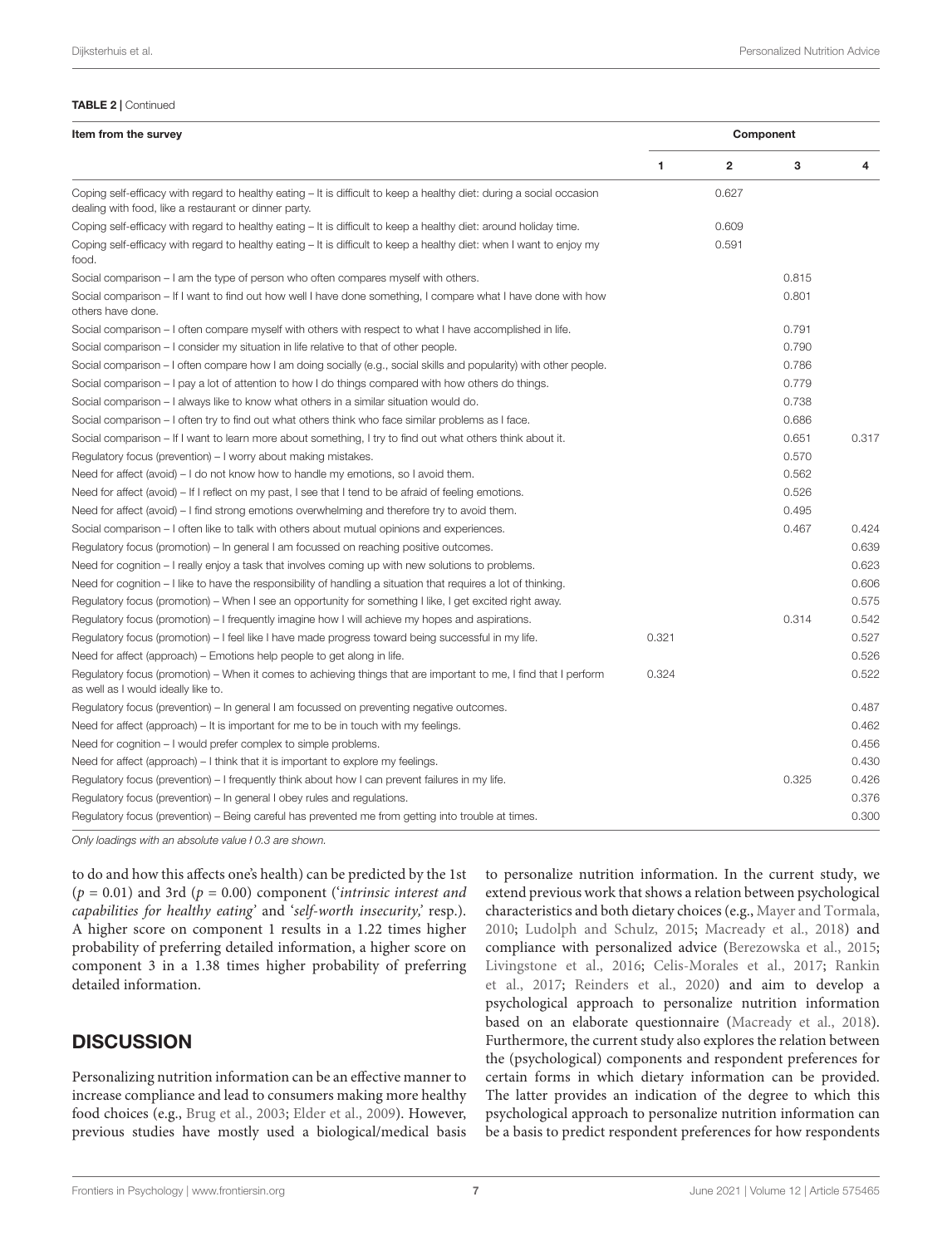**TABLE 2 |** Continued

| Item from the survey | Component | | | |
|---|---|---|---|---|
| | 1 | 2 | 3 | 4 |
| Coping self-efficacy with regard to healthy eating – It is difficult to keep a healthy diet: during a social occasion dealing with food, like a restaurant or dinner party. | | 0.627 | | |
| Coping self-efficacy with regard to healthy eating – It is difficult to keep a healthy diet: around holiday time. | | 0.609 | | |
| Coping self-efficacy with regard to healthy eating – It is difficult to keep a healthy diet: when I want to enjoy my food. | | 0.591 | | |
| Social comparison – I am the type of person who often compares myself with others. | | | 0.815 | |
| Social comparison – If I want to find out how well I have done something, I compare what I have done with how others have done. | | | 0.801 | |
| Social comparison – I often compare myself with others with respect to what I have accomplished in life. | | | 0.791 | |
| Social comparison – I consider my situation in life relative to that of other people. | | | 0.790 | |
| Social comparison – I often compare how I am doing socially (e.g., social skills and popularity) with other people. | | | 0.786 | |
| Social comparison – I pay a lot of attention to how I do things compared with how others do things. | | | 0.779 | |
| Social comparison – I always like to know what others in a similar situation would do. | | | 0.738 | |
| Social comparison – I often try to find out what others think who face similar problems as I face. | | | 0.686 | |
| Social comparison – If I want to learn more about something, I try to find out what others think about it. | | | 0.651 | 0.317 |
| Regulatory focus (prevention) – I worry about making mistakes. | | | 0.570 | |
| Need for affect (avoid) – I do not know how to handle my emotions, so I avoid them. | | | 0.562 | |
| Need for affect (avoid) – If I reflect on my past, I see that I tend to be afraid of feeling emotions. | | | 0.526 | |
| Need for affect (avoid) – I find strong emotions overwhelming and therefore try to avoid them. | | | 0.495 | |
| Social comparison – I often like to talk with others about mutual opinions and experiences. | | | 0.467 | 0.424 |
| Regulatory focus (promotion) – In general I am focussed on reaching positive outcomes. | | | | 0.639 |
| Need for cognition – I really enjoy a task that involves coming up with new solutions to problems. | | | | 0.623 |
| Need for cognition – I like to have the responsibility of handling a situation that requires a lot of thinking. | | | | 0.606 |
| Regulatory focus (promotion) – When I see an opportunity for something I like, I get excited right away. | | | | 0.575 |
| Regulatory focus (promotion) – I frequently imagine how I will achieve my hopes and aspirations. | | | 0.314 | 0.542 |
| Regulatory focus (promotion) – I feel like I have made progress toward being successful in my life. | 0.321 | | | 0.527 |
| Need for affect (approach) – Emotions help people to get along in life. | | | | 0.526 |
| Regulatory focus (promotion) – When it comes to achieving things that are important to me, I find that I perform as well as I would ideally like to. | 0.324 | | | 0.522 |
| Regulatory focus (prevention) – In general I am focussed on preventing negative outcomes. | | | | 0.487 |
| Need for affect (approach) – It is important for me to be in touch with my feelings. | | | | 0.462 |
| Need for cognition – I would prefer complex to simple problems. | | | | 0.456 |
| Need for affect (approach) – I think that it is important to explore my feelings. | | | | 0.430 |
| Regulatory focus (prevention) – I frequently think about how I can prevent failures in my life. | | | 0.325 | 0.426 |
| Regulatory focus (prevention) – In general I obey rules and regulations. | | | | 0.376 |
| Regulatory focus (prevention) – Being careful has prevented me from getting into trouble at times. | | | | 0.300 |

*Only loadings with an absolute value ≥ 0.3 are shown.*

to do and how this affects one's health) can be predicted by the 1st ($p = 0.01$) and 3rd ($p = 0.00$) component ('*intrinsic interest and capabilities for healthy eating*' and '*self-worth insecurity,*' resp.). A higher score on component 1 results in a 1.22 times higher probability of preferring detailed information, a higher score on component 3 in a 1.38 times higher probability of preferring detailed information.

## DISCUSSION

Personalizing nutrition information can be an effective manner to increase compliance and lead to consumers making more healthy food choices (e.g., Brug et al., 2003; Elder et al., 2009). However, previous studies have mostly used a biological/medical basis to personalize nutrition information. In the current study, we extend previous work that shows a relation between psychological characteristics and both dietary choices (e.g., Mayer and Tormala, 2010; Ludolph and Schulz, 2015; Macready et al., 2018) and compliance with personalized advice (Berezowska et al., 2015; Livingstone et al., 2016; Celis-Morales et al., 2017; Rankin et al., 2017; Reinders et al., 2020) and aim to develop a psychological approach to personalize nutrition information based on an elaborate questionnaire (Macready et al., 2018). Furthermore, the current study also explores the relation between the (psychological) components and respondent preferences for certain forms in which dietary information can be provided. The latter provides an indication of the degree to which this psychological approach to personalize nutrition information can be a basis to predict respondent preferences for how respondents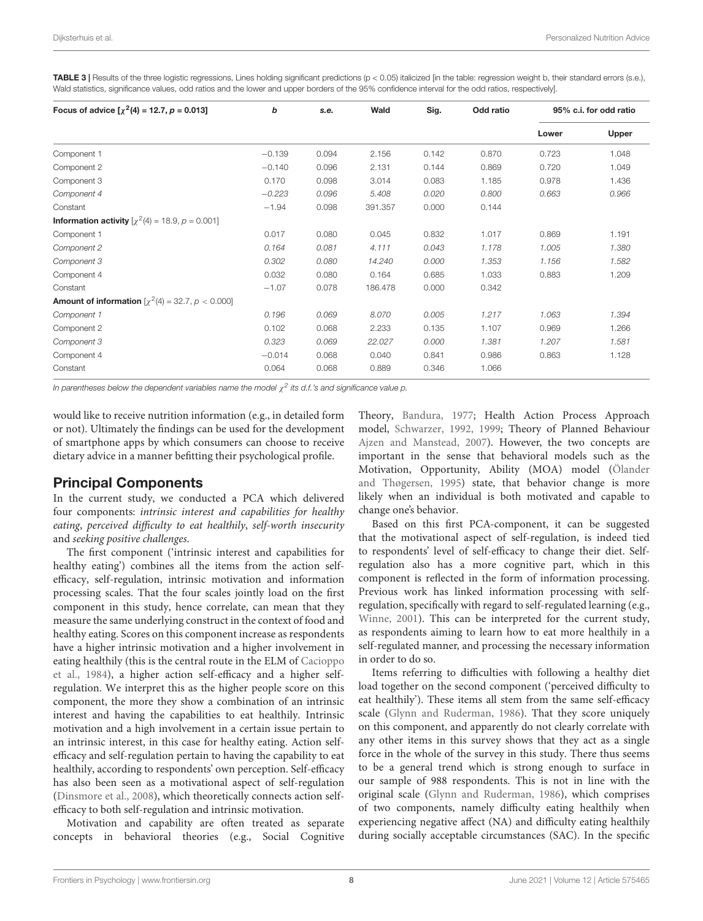**TABLE 3 |** Results of the three logistic regressions, Lines holding significant predictions ($p < 0.05$) italicized [in the table: regression weight b, their standard errors (s.e.), Wald statistics, significance values, odd ratios and the lower and upper borders of the 95% confidence interval for the odd ratios, respectively].

| **Focus of advice [$\chi^2(4) = 12.7, p = 0.013$]** | ***b*** | ***s.e.*** | **Wald** | **Sig.** | **Odd ratio** | **95% c.i. for odd ratio** | |
|---|---|---|---|---|---|---|---|
| | | | | | | **Lower** | **Upper** |
| Component 1 | −0.139 | 0.094 | 2.156 | 0.142 | 0.870 | 0.723 | 1.048 |
| Component 2 | −0.140 | 0.096 | 2.131 | 0.144 | 0.869 | 0.720 | 1.049 |
| Component 3 | 0.170 | 0.098 | 3.014 | 0.083 | 1.185 | 0.978 | 1.436 |
| *Component 4* | *−0.223* | *0.096* | *5.408* | *0.020* | *0.800* | *0.663* | *0.966* |
| Constant | −1.94 | 0.098 | 391.357 | 0.000 | 0.144 | | |
| **Information activity** [$\chi^2(4) = 18.9, p = 0.001$] | | | | | | | |
| Component 1 | 0.017 | 0.080 | 0.045 | 0.832 | 1.017 | 0.869 | 1.191 |
| *Component 2* | *0.164* | *0.081* | *4.111* | *0.043* | *1.178* | *1.005* | *1.380* |
| *Component 3* | *0.302* | *0.080* | *14.240* | *0.000* | *1.353* | *1.156* | *1.582* |
| Component 4 | 0.032 | 0.080 | 0.164 | 0.685 | 1.033 | 0.883 | 1.209 |
| Constant | −1.07 | 0.078 | 186.478 | 0.000 | 0.342 | | |
| **Amount of information** [$\chi^2(4) = 32.7, p < 0.000$] | | | | | | | |
| *Component 1* | *0.196* | *0.069* | *8.070* | *0.005* | *1.217* | *1.063* | *1.394* |
| Component 2 | 0.102 | 0.068 | 2.233 | 0.135 | 1.107 | 0.969 | 1.266 |
| *Component 3* | *0.323* | *0.069* | *22.027* | *0.000* | *1.381* | *1.207* | *1.581* |
| Component 4 | −0.014 | 0.068 | 0.040 | 0.841 | 0.986 | 0.863 | 1.128 |
| Constant | 0.064 | 0.068 | 0.889 | 0.346 | 1.066 | | |

*In parentheses below the dependent variables name the model $\chi^2$ its d.f.'s and significance value p.*

would like to receive nutrition information (e.g., in detailed form or not). Ultimately the findings can be used for the development of smartphone apps by which consumers can choose to receive dietary advice in a manner befitting their psychological profile.

## Principal Components

In the current study, we conducted a PCA which delivered four components: *intrinsic interest and capabilities for healthy eating*, *perceived difficulty to eat healthily*, *self-worth insecurity* and *seeking positive challenges.*

The first component ('intrinsic interest and capabilities for healthy eating') combines all the items from the action self-efficacy, self-regulation, intrinsic motivation and information processing scales. That the four scales jointly load on the first component in this study, hence correlate, can mean that they measure the same underlying construct in the context of food and healthy eating. Scores on this component increase as respondents have a higher intrinsic motivation and a higher involvement in eating healthily (this is the central route in the ELM of Cacioppo et al., 1984), a higher action self-efficacy and a higher self-regulation. We interpret this as the higher people score on this component, the more they show a combination of an intrinsic interest and having the capabilities to eat healthily. Intrinsic motivation and a high involvement in a certain issue pertain to an intrinsic interest, in this case for healthy eating. Action self-efficacy and self-regulation pertain to having the capability to eat healthily, according to respondents' own perception. Self-efficacy has also been seen as a motivational aspect of self-regulation (Dinsmore et al., 2008), which theoretically connects action self-efficacy to both self-regulation and intrinsic motivation.

Motivation and capability are often treated as separate concepts in behavioral theories (e.g., Social Cognitive Theory, Bandura, 1977; Health Action Process Approach model, Schwarzer, 1992, 1999; Theory of Planned Behaviour Ajzen and Manstead, 2007). However, the two concepts are important in the sense that behavioral models such as the Motivation, Opportunity, Ability (MOA) model (Ölander and Thøgersen, 1995) state, that behavior change is more likely when an individual is both motivated and capable to change one's behavior.

Based on this first PCA-component, it can be suggested that the motivational aspect of self-regulation, is indeed tied to respondents' level of self-efficacy to change their diet. Self-regulation also has a more cognitive part, which in this component is reflected in the form of information processing. Previous work has linked information processing with self-regulation, specifically with regard to self-regulated learning (e.g., Winne, 2001). This can be interpreted for the current study, as respondents aiming to learn how to eat more healthily in a self-regulated manner, and processing the necessary information in order to do so.

Items referring to difficulties with following a healthy diet load together on the second component ('perceived difficulty to eat healthily'). These items all stem from the same self-efficacy scale (Glynn and Ruderman, 1986). That they score uniquely on this component, and apparently do not clearly correlate with any other items in this survey shows that they act as a single force in the whole of the survey in this study. There thus seems to be a general trend which is strong enough to surface in our sample of 988 respondents. This is not in line with the original scale (Glynn and Ruderman, 1986), which comprises of two components, namely difficulty eating healthily when experiencing negative affect (NA) and difficulty eating healthily during socially acceptable circumstances (SAC). In the specific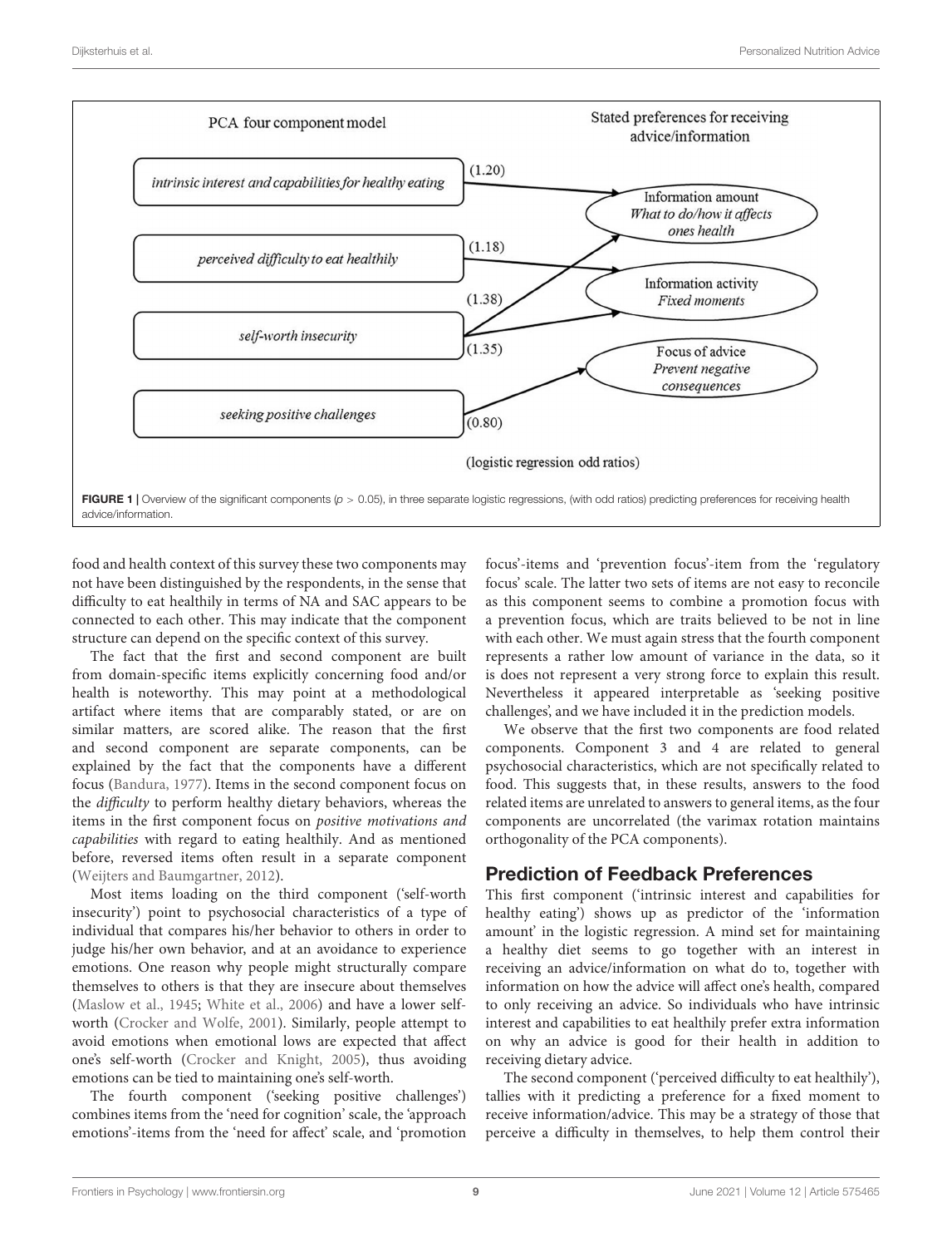**FIGURE 1 |** Overview of the significant components ($p > 0.05$), in three separate logistic regressions, (with odd ratios) predicting preferences for receiving health advice/information.

food and health context of this survey these two components may not have been distinguished by the respondents, in the sense that difficulty to eat healthily in terms of NA and SAC appears to be connected to each other. This may indicate that the component structure can depend on the specific context of this survey.

The fact that the first and second component are built from domain-specific items explicitly concerning food and/or health is noteworthy. This may point at a methodological artifact where items that are comparably stated, or are on similar matters, are scored alike. The reason that the first and second component are separate components, can be explained by the fact that the components have a different focus (Bandura, 1977). Items in the second component focus on the *difficulty* to perform healthy dietary behaviors, whereas the items in the first component focus on *positive motivations and capabilities* with regard to eating healthily. And as mentioned before, reversed items often result in a separate component (Weijters and Baumgartner, 2012).

Most items loading on the third component ('self-worth insecurity') point to psychosocial characteristics of a type of individual that compares his/her behavior to others in order to judge his/her own behavior, and at an avoidance to experience emotions. One reason why people might structurally compare themselves to others is that they are insecure about themselves (Maslow et al., 1945; White et al., 2006) and have a lower self-worth (Crocker and Wolfe, 2001). Similarly, people attempt to avoid emotions when emotional lows are expected that affect one's self-worth (Crocker and Knight, 2005), thus avoiding emotions can be tied to maintaining one's self-worth.

The fourth component ('seeking positive challenges') combines items from the 'need for cognition' scale, the 'approach emotions'-items from the 'need for affect' scale, and 'promotion focus'-items and 'prevention focus'-item from the 'regulatory focus' scale. The latter two sets of items are not easy to reconcile as this component seems to combine a promotion focus with a prevention focus, which are traits believed to be not in line with each other. We must again stress that the fourth component represents a rather low amount of variance in the data, so it is does not represent a very strong force to explain this result. Nevertheless it appeared interpretable as 'seeking positive challenges', and we have included it in the prediction models.

We observe that the first two components are food related components. Component 3 and 4 are related to general psychosocial characteristics, which are not specifically related to food. This suggests that, in these results, answers to the food related items are unrelated to answers to general items, as the four components are uncorrelated (the varimax rotation maintains orthogonality of the PCA components).

## Prediction of Feedback Preferences

This first component ('intrinsic interest and capabilities for healthy eating') shows up as predictor of the 'information amount' in the logistic regression. A mind set for maintaining a healthy diet seems to go together with an interest in receiving an advice/information on what do to, together with information on how the advice will affect one's health, compared to only receiving an advice. So individuals who have intrinsic interest and capabilities to eat healthily prefer extra information on why an advice is good for their health in addition to receiving dietary advice.

The second component ('perceived difficulty to eat healthily'), tallies with it predicting a preference for a fixed moment to receive information/advice. This may be a strategy of those that perceive a difficulty in themselves, to help them control their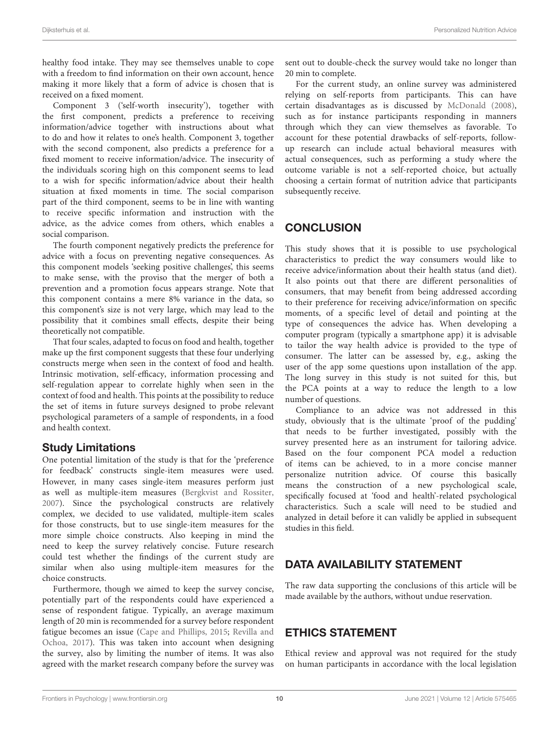healthy food intake. They may see themselves unable to cope with a freedom to find information on their own account, hence making it more likely that a form of advice is chosen that is received on a fixed moment.

Component 3 ('self-worth insecurity'), together with the first component, predicts a preference to receiving information/advice together with instructions about what to do and how it relates to one's health. Component 3, together with the second component, also predicts a preference for a fixed moment to receive information/advice. The insecurity of the individuals scoring high on this component seems to lead to a wish for specific information/advice about their health situation at fixed moments in time. The social comparison part of the third component, seems to be in line with wanting to receive specific information and instruction with the advice, as the advice comes from others, which enables a social comparison.

The fourth component negatively predicts the preference for advice with a focus on preventing negative consequences. As this component models 'seeking positive challenges', this seems to make sense, with the proviso that the merger of both a prevention and a promotion focus appears strange. Note that this component contains a mere 8% variance in the data, so this component's size is not very large, which may lead to the possibility that it combines small effects, despite their being theoretically not compatible.

That four scales, adapted to focus on food and health, together make up the first component suggests that these four underlying constructs merge when seen in the context of food and health. Intrinsic motivation, self-efficacy, information processing and self-regulation appear to correlate highly when seen in the context of food and health. This points at the possibility to reduce the set of items in future surveys designed to probe relevant psychological parameters of a sample of respondents, in a food and health context.

### Study Limitations

One potential limitation of the study is that for the 'preference for feedback' constructs single-item measures were used. However, in many cases single-item measures perform just as well as multiple-item measures (Bergkvist and Rossiter, 2007). Since the psychological constructs are relatively complex, we decided to use validated, multiple-item scales for those constructs, but to use single-item measures for the more simple choice constructs. Also keeping in mind the need to keep the survey relatively concise. Future research could test whether the findings of the current study are similar when also using multiple-item measures for the choice constructs.

Furthermore, though we aimed to keep the survey concise, potentially part of the respondents could have experienced a sense of respondent fatigue. Typically, an average maximum length of 20 min is recommended for a survey before respondent fatigue becomes an issue (Cape and Phillips, 2015; Revilla and Ochoa, 2017). This was taken into account when designing the survey, also by limiting the number of items. It was also agreed with the market research company before the survey was sent out to double-check the survey would take no longer than 20 min to complete.

For the current study, an online survey was administered relying on self-reports from participants. This can have certain disadvantages as is discussed by McDonald (2008), such as for instance participants responding in manners through which they can view themselves as favorable. To account for these potential drawbacks of self-reports, follow-up research can include actual behavioral measures with actual consequences, such as performing a study where the outcome variable is not a self-reported choice, but actually choosing a certain format of nutrition advice that participants subsequently receive.

## CONCLUSION

This study shows that it is possible to use psychological characteristics to predict the way consumers would like to receive advice/information about their health status (and diet). It also points out that there are different personalities of consumers, that may benefit from being addressed according to their preference for receiving advice/information on specific moments, of a specific level of detail and pointing at the type of consequences the advice has. When developing a computer program (typically a smartphone app) it is advisable to tailor the way health advice is provided to the type of consumer. The latter can be assessed by, e.g., asking the user of the app some questions upon installation of the app. The long survey in this study is not suited for this, but the PCA points at a way to reduce the length to a low number of questions.

Compliance to an advice was not addressed in this study, obviously that is the ultimate 'proof of the pudding' that needs to be further investigated, possibly with the survey presented here as an instrument for tailoring advice. Based on the four component PCA model a reduction of items can be achieved, to in a more concise manner personalize nutrition advice. Of course this basically means the construction of a new psychological scale, specifically focused at 'food and health'-related psychological characteristics. Such a scale will need to be studied and analyzed in detail before it can validly be applied in subsequent studies in this field.

## DATA AVAILABILITY STATEMENT

The raw data supporting the conclusions of this article will be made available by the authors, without undue reservation.

## ETHICS STATEMENT

Ethical review and approval was not required for the study on human participants in accordance with the local legislation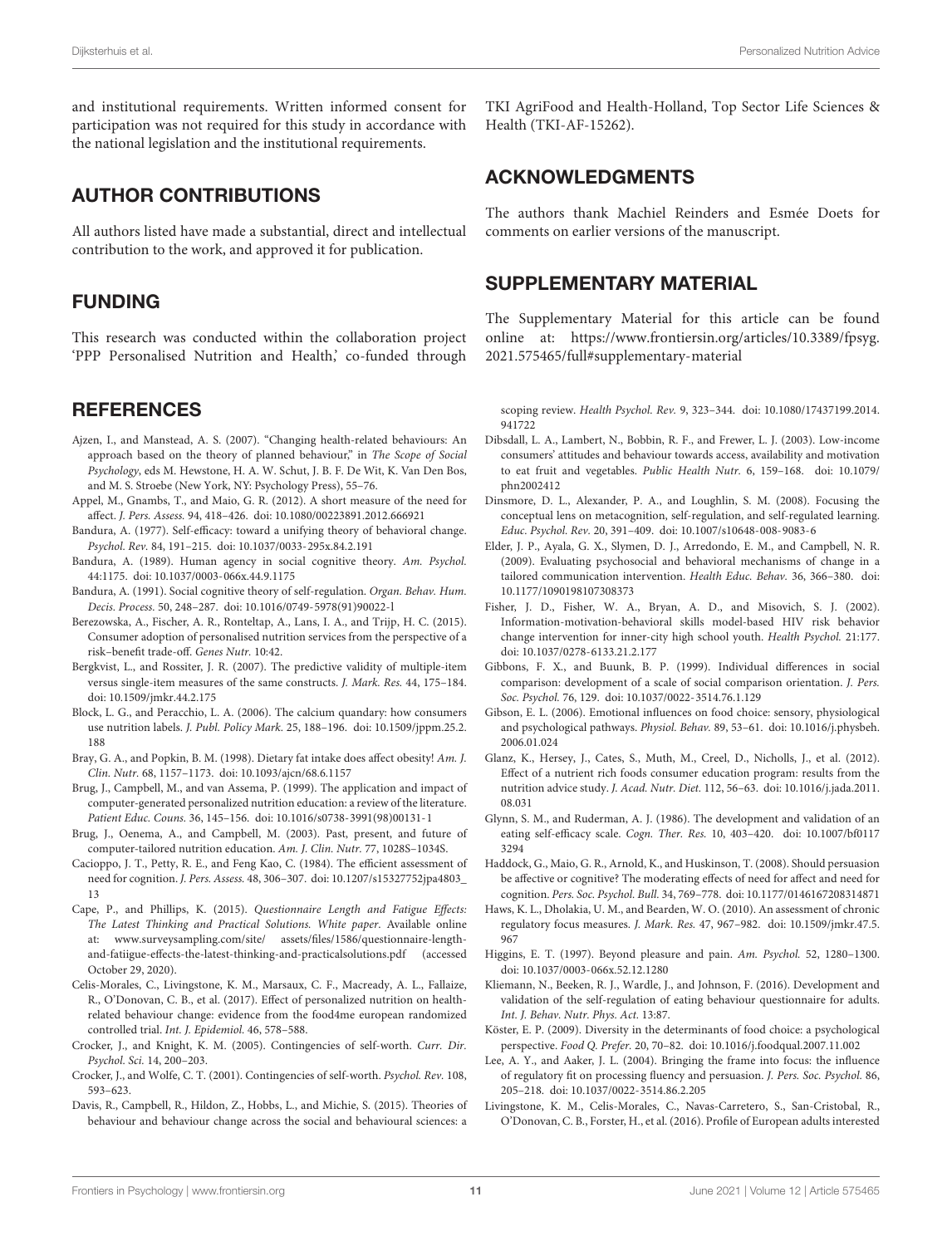and institutional requirements. Written informed consent for participation was not required for this study in accordance with the national legislation and the institutional requirements.

## AUTHOR CONTRIBUTIONS

All authors listed have made a substantial, direct and intellectual contribution to the work, and approved it for publication.

## FUNDING

This research was conducted within the collaboration project 'PPP Personalised Nutrition and Health,' co-funded through TKI AgriFood and Health-Holland, Top Sector Life Sciences & Health (TKI-AF-15262).

## ACKNOWLEDGMENTS

The authors thank Machiel Reinders and Esmée Doets for comments on earlier versions of the manuscript.

## SUPPLEMENTARY MATERIAL

The Supplementary Material for this article can be found online at: https://www.frontiersin.org/articles/10.3389/fpsyg.2021.575465/full#supplementary-material

## REFERENCES

Ajzen, I., and Manstead, A. S. (2007). "Changing health-related behaviours: An approach based on the theory of planned behaviour," in *The Scope of Social Psychology*, eds M. Hewstone, H. A. W. Schut, J. B. F. De Wit, K. Van Den Bos, and M. S. Stroebe (New York, NY: Psychology Press), 55–76.

Appel, M., Gnambs, T., and Maio, G. R. (2012). A short measure of the need for affect. *J. Pers. Assess.* 94, 418–426. doi: 10.1080/00223891.2012.666921

Bandura, A. (1977). Self-efficacy: toward a unifying theory of behavioral change. *Psychol. Rev.* 84, 191–215. doi: 10.1037/0033-295x.84.2.191

Bandura, A. (1989). Human agency in social cognitive theory. *Am. Psychol.* 44:1175. doi: 10.1037/0003-066x.44.9.1175

Bandura, A. (1991). Social cognitive theory of self-regulation. *Organ. Behav. Hum. Decis. Process.* 50, 248–287. doi: 10.1016/0749-5978(91)90022-l

Berezowska, A., Fischer, A. R., Ronteltap, A., Lans, I. A., and Trijp, H. C. (2015). Consumer adoption of personalised nutrition services from the perspective of a risk–benefit trade-off. *Genes Nutr.* 10:42.

Bergkvist, L., and Rossiter, J. R. (2007). The predictive validity of multiple-item versus single-item measures of the same constructs. *J. Mark. Res.* 44, 175–184. doi: 10.1509/jmkr.44.2.175

Block, L. G., and Peracchio, L. A. (2006). The calcium quandary: how consumers use nutrition labels. *J. Publ. Policy Mark.* 25, 188–196. doi: 10.1509/jppm.25.2.188

Bray, G. A., and Popkin, B. M. (1998). Dietary fat intake does affect obesity! *Am. J. Clin. Nutr.* 68, 1157–1173. doi: 10.1093/ajcn/68.6.1157

Brug, J., Campbell, M., and van Assema, P. (1999). The application and impact of computer-generated personalized nutrition education: a review of the literature. *Patient Educ. Couns.* 36, 145–156. doi: 10.1016/s0738-3991(98)00131-1

Brug, J., Oenema, A., and Campbell, M. (2003). Past, present, and future of computer-tailored nutrition education. *Am. J. Clin. Nutr.* 77, 1028S–1034S.

Cacioppo, J. T., Petty, R. E., and Feng Kao, C. (1984). The efficient assessment of need for cognition. *J. Pers. Assess.* 48, 306–307. doi: 10.1207/s15327752jpa4803_13

Cape, P., and Phillips, K. (2015). *Questionnaire Length and Fatigue Effects: The Latest Thinking and Practical Solutions. White paper*. Available online at: www.surveysampling.com/site/ assets/files/1586/questionnaire-length-and-fatiigue-effects-the-latest-thinking-and-practicalsolutions.pdf (accessed October 29, 2020).

Celis-Morales, C., Livingstone, K. M., Marsaux, C. F., Macready, A. L., Fallaize, R., O'Donovan, C. B., et al. (2017). Effect of personalized nutrition on health-related behaviour change: evidence from the food4me european randomized controlled trial. *Int. J. Epidemiol.* 46, 578–588.

Crocker, J., and Knight, K. M. (2005). Contingencies of self-worth. *Curr. Dir. Psychol. Sci.* 14, 200–203.

Crocker, J., and Wolfe, C. T. (2001). Contingencies of self-worth. *Psychol. Rev.* 108, 593–623.

Davis, R., Campbell, R., Hildon, Z., Hobbs, L., and Michie, S. (2015). Theories of behaviour and behaviour change across the social and behavioural sciences: a scoping review. *Health Psychol. Rev.* 9, 323–344. doi: 10.1080/17437199.2014.941722

Dibsdall, L. A., Lambert, N., Bobbin, R. F., and Frewer, L. J. (2003). Low-income consumers' attitudes and behaviour towards access, availability and motivation to eat fruit and vegetables. *Public Health Nutr.* 6, 159–168. doi: 10.1079/phn2002412

Dinsmore, D. L., Alexander, P. A., and Loughlin, S. M. (2008). Focusing the conceptual lens on metacognition, self-regulation, and self-regulated learning. *Educ. Psychol. Rev.* 20, 391–409. doi: 10.1007/s10648-008-9083-6

Elder, J. P., Ayala, G. X., Slymen, D. J., Arredondo, E. M., and Campbell, N. R. (2009). Evaluating psychosocial and behavioral mechanisms of change in a tailored communication intervention. *Health Educ. Behav.* 36, 366–380. doi: 10.1177/1090198107308373

Fisher, J. D., Fisher, W. A., Bryan, A. D., and Misovich, S. J. (2002). Information-motivation-behavioral skills model-based HIV risk behavior change intervention for inner-city high school youth. *Health Psychol.* 21:177. doi: 10.1037/0278-6133.21.2.177

Gibbons, F. X., and Buunk, B. P. (1999). Individual differences in social comparison: development of a scale of social comparison orientation. *J. Pers. Soc. Psychol.* 76, 129. doi: 10.1037/0022-3514.76.1.129

Gibson, E. L. (2006). Emotional influences on food choice: sensory, physiological and psychological pathways. *Physiol. Behav.* 89, 53–61. doi: 10.1016/j.physbeh.2006.01.024

Glanz, K., Hersey, J., Cates, S., Muth, M., Creel, D., Nicholls, J., et al. (2012). Effect of a nutrient rich foods consumer education program: results from the nutrition advice study. *J. Acad. Nutr. Diet.* 112, 56–63. doi: 10.1016/j.jada.2011.08.031

Glynn, S. M., and Ruderman, A. J. (1986). The development and validation of an eating self-efficacy scale. *Cogn. Ther. Res.* 10, 403–420. doi: 10.1007/bf01173294

Haddock, G., Maio, G. R., Arnold, K., and Huskinson, T. (2008). Should persuasion be affective or cognitive? The moderating effects of need for affect and need for cognition. *Pers. Soc. Psychol. Bull.* 34, 769–778. doi: 10.1177/0146167208314871

Haws, K. L., Dholakia, U. M., and Bearden, W. O. (2010). An assessment of chronic regulatory focus measures. *J. Mark. Res.* 47, 967–982. doi: 10.1509/jmkr.47.5.967

Higgins, E. T. (1997). Beyond pleasure and pain. *Am. Psychol.* 52, 1280–1300. doi: 10.1037/0003-066x.52.12.1280

Kliemann, N., Beeken, R. J., Wardle, J., and Johnson, F. (2016). Development and validation of the self-regulation of eating behaviour questionnaire for adults. *Int. J. Behav. Nutr. Phys. Act.* 13:87.

Köster, E. P. (2009). Diversity in the determinants of food choice: a psychological perspective. *Food Q. Prefer.* 20, 70–82. doi: 10.1016/j.foodqual.2007.11.002

Lee, A. Y., and Aaker, J. L. (2004). Bringing the frame into focus: the influence of regulatory fit on processing fluency and persuasion. *J. Pers. Soc. Psychol.* 86, 205–218. doi: 10.1037/0022-3514.86.2.205

Livingstone, K. M., Celis-Morales, C., Navas-Carretero, S., San-Cristobal, R., O'Donovan, C. B., Forster, H., et al. (2016). Profile of European adults interested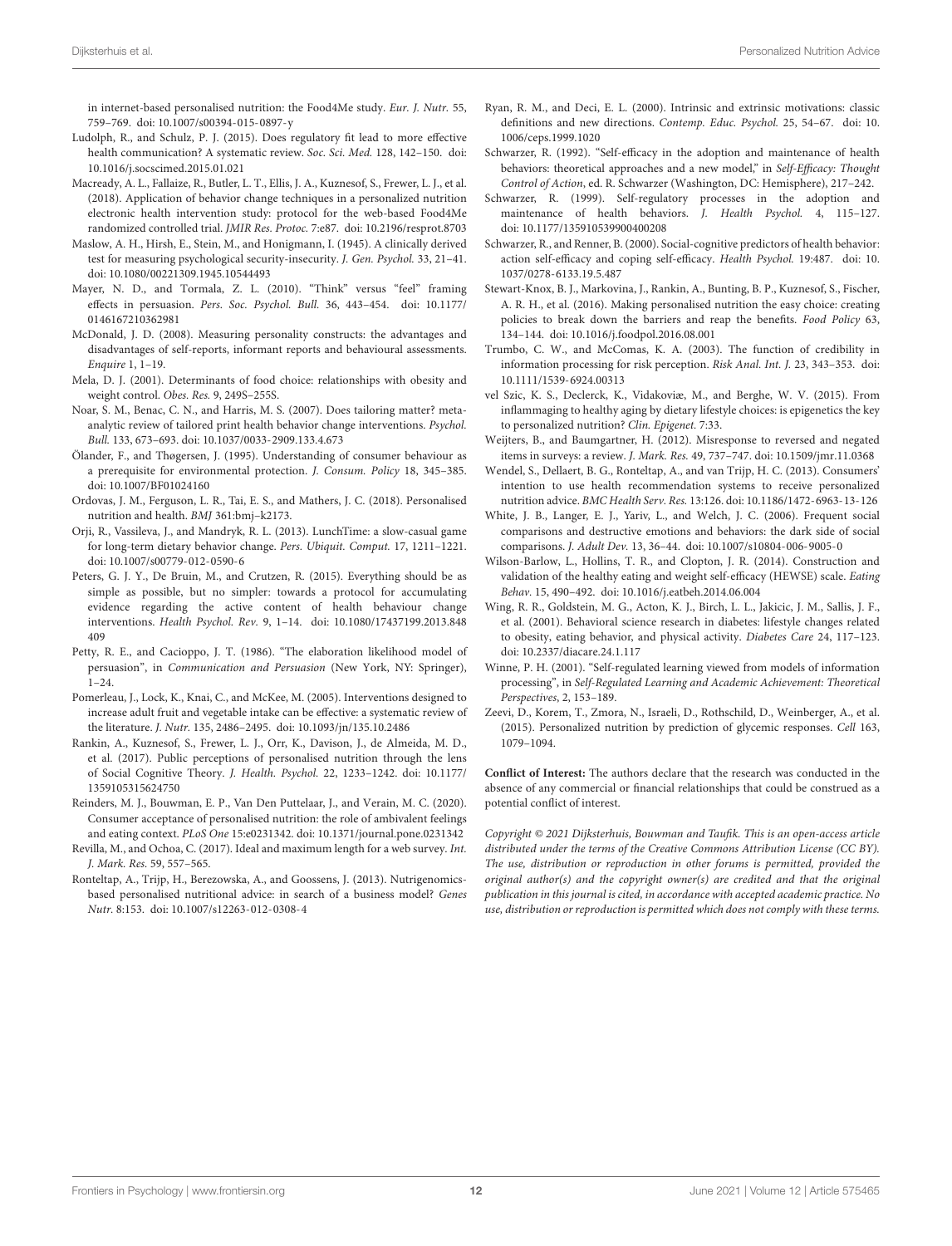in internet-based personalised nutrition: the Food4Me study. *Eur. J. Nutr.* 55, 759–769. doi: 10.1007/s00394-015-0897-y

Ludolph, R., and Schulz, P. J. (2015). Does regulatory fit lead to more effective health communication? A systematic review. *Soc. Sci. Med.* 128, 142–150. doi: 10.1016/j.socscimed.2015.01.021

Macready, A. L., Fallaize, R., Butler, L. T., Ellis, J. A., Kuznesof, S., Frewer, L. J., et al. (2018). Application of behavior change techniques in a personalized nutrition electronic health intervention study: protocol for the web-based Food4Me randomized controlled trial. *JMIR Res. Protoc.* 7:e87. doi: 10.2196/resprot.8703

Maslow, A. H., Hirsh, E., Stein, M., and Honigmann, I. (1945). A clinically derived test for measuring psychological security-insecurity. *J. Gen. Psychol.* 33, 21–41. doi: 10.1080/00221309.1945.10544493

Mayer, N. D., and Tormala, Z. L. (2010). "Think" versus "feel" framing effects in persuasion. *Pers. Soc. Psychol. Bull.* 36, 443–454. doi: 10.1177/0146167210362981

McDonald, J. D. (2008). Measuring personality constructs: the advantages and disadvantages of self-reports, informant reports and behavioural assessments. *Enquire* 1, 1–19.

Mela, D. J. (2001). Determinants of food choice: relationships with obesity and weight control. *Obes. Res.* 9, 249S–255S.

Noar, S. M., Benac, C. N., and Harris, M. S. (2007). Does tailoring matter? meta-analytic review of tailored print health behavior change interventions. *Psychol. Bull.* 133, 673–693. doi: 10.1037/0033-2909.133.4.673

Ölander, F., and Thøgersen, J. (1995). Understanding of consumer behaviour as a prerequisite for environmental protection. *J. Consum. Policy* 18, 345–385. doi: 10.1007/BF01024160

Ordovas, J. M., Ferguson, L. R., Tai, E. S., and Mathers, J. C. (2018). Personalised nutrition and health. *BMJ* 361:bmj–k2173.

Orji, R., Vassileva, J., and Mandryk, R. L. (2013). LunchTime: a slow-casual game for long-term dietary behavior change. *Pers. Ubiquit. Comput.* 17, 1211–1221. doi: 10.1007/s00779-012-0590-6

Peters, G. J. Y., De Bruin, M., and Crutzen, R. (2015). Everything should be as simple as possible, but no simpler: towards a protocol for accumulating evidence regarding the active content of health behaviour change interventions. *Health Psychol. Rev.* 9, 1–14. doi: 10.1080/17437199.2013.848409

Petty, R. E., and Cacioppo, J. T. (1986). "The elaboration likelihood model of persuasion", in *Communication and Persuasion* (New York, NY: Springer), 1–24.

Pomerleau, J., Lock, K., Knai, C., and McKee, M. (2005). Interventions designed to increase adult fruit and vegetable intake can be effective: a systematic review of the literature. *J. Nutr.* 135, 2486–2495. doi: 10.1093/jn/135.10.2486

Rankin, A., Kuznesof, S., Frewer, L. J., Orr, K., Davison, J., de Almeida, M. D., et al. (2017). Public perceptions of personalised nutrition through the lens of Social Cognitive Theory. *J. Health. Psychol.* 22, 1233–1242. doi: 10.1177/1359105315624750

Reinders, M. J., Bouwman, E. P., Van Den Puttelaar, J., and Verain, M. C. (2020). Consumer acceptance of personalised nutrition: the role of ambivalent feelings and eating context. *PLoS One* 15:e0231342. doi: 10.1371/journal.pone.0231342

Revilla, M., and Ochoa, C. (2017). Ideal and maximum length for a web survey. *Int. J. Mark. Res.* 59, 557–565.

Ronteltap, A., Trijp, H., Berezowska, A., and Goossens, J. (2013). Nutrigenomics-based personalised nutritional advice: in search of a business model? *Genes Nutr.* 8:153. doi: 10.1007/s12263-012-0308-4

Ryan, R. M., and Deci, E. L. (2000). Intrinsic and extrinsic motivations: classic definitions and new directions. *Contemp. Educ. Psychol.* 25, 54–67. doi: 10.1006/ceps.1999.1020

Schwarzer, R. (1992). "Self-efficacy in the adoption and maintenance of health behaviors: theoretical approaches and a new model," in *Self-Efficacy: Thought Control of Action*, ed. R. Schwarzer (Washington, DC: Hemisphere), 217–242.

Schwarzer, R. (1999). Self-regulatory processes in the adoption and maintenance of health behaviors. *J. Health Psychol.* 4, 115–127. doi: 10.1177/135910539900400208

Schwarzer, R., and Renner, B. (2000). Social-cognitive predictors of health behavior: action self-efficacy and coping self-efficacy. *Health Psychol.* 19:487. doi: 10.1037/0278-6133.19.5.487

Stewart-Knox, B. J., Markovina, J., Rankin, A., Bunting, B. P., Kuznesof, S., Fischer, A. R. H., et al. (2016). Making personalised nutrition the easy choice: creating policies to break down the barriers and reap the benefits. *Food Policy* 63, 134–144. doi: 10.1016/j.foodpol.2016.08.001

Trumbo, C. W., and McComas, K. A. (2003). The function of credibility in information processing for risk perception. *Risk Anal. Int. J.* 23, 343–353. doi: 10.1111/1539-6924.00313

vel Szic, K. S., Declerck, K., Vidakoviæ, M., and Berghe, W. V. (2015). From inflammaging to healthy aging by dietary lifestyle choices: is epigenetics the key to personalized nutrition? *Clin. Epigenet.* 7:33.

Weijters, B., and Baumgartner, H. (2012). Misresponse to reversed and negated items in surveys: a review. *J. Mark. Res.* 49, 737–747. doi: 10.1509/jmr.11.0368

Wendel, S., Dellaert, B. G., Ronteltap, A., and van Trijp, H. C. (2013). Consumers' intention to use health recommendation systems to receive personalized nutrition advice. *BMC Health Serv. Res.* 13:126. doi: 10.1186/1472-6963-13-126

White, J. B., Langer, E. J., Yariv, L., and Welch, J. C. (2006). Frequent social comparisons and destructive emotions and behaviors: the dark side of social comparisons. *J. Adult Dev.* 13, 36–44. doi: 10.1007/s10804-006-9005-0

Wilson-Barlow, L., Hollins, T. R., and Clopton, J. R. (2014). Construction and validation of the healthy eating and weight self-efficacy (HEWSE) scale. *Eating Behav.* 15, 490–492. doi: 10.1016/j.eatbeh.2014.06.004

Wing, R. R., Goldstein, M. G., Acton, K. J., Birch, L. L., Jakicic, J. M., Sallis, J. F., et al. (2001). Behavioral science research in diabetes: lifestyle changes related to obesity, eating behavior, and physical activity. *Diabetes Care* 24, 117–123. doi: 10.2337/diacare.24.1.117

Winne, P. H. (2001). "Self-regulated learning viewed from models of information processing", in *Self-Regulated Learning and Academic Achievement: Theoretical Perspectives*, 2, 153–189.

Zeevi, D., Korem, T., Zmora, N., Israeli, D., Rothschild, D., Weinberger, A., et al. (2015). Personalized nutrition by prediction of glycemic responses. *Cell* 163, 1079–1094.

**Conflict of Interest:** The authors declare that the research was conducted in the absence of any commercial or financial relationships that could be construed as a potential conflict of interest.

*Copyright © 2021 Dijksterhuis, Bouwman and Taufik. This is an open-access article distributed under the terms of the Creative Commons Attribution License (CC BY). The use, distribution or reproduction in other forums is permitted, provided the original author(s) and the copyright owner(s) are credited and that the original publication in this journal is cited, in accordance with accepted academic practice. No use, distribution or reproduction is permitted which does not comply with these terms.*